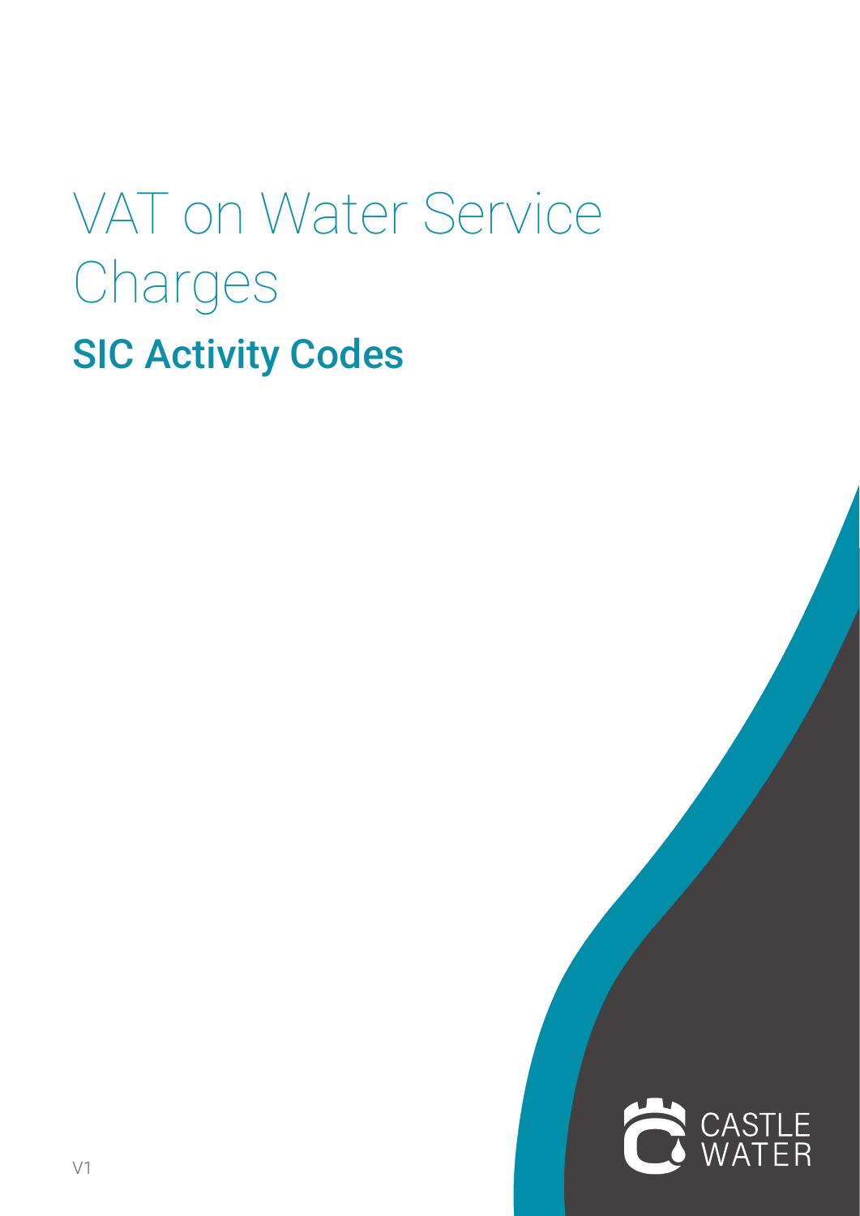# VAT on Water Service Charges

## SIC Activity Codes

CASTLE WATER

V1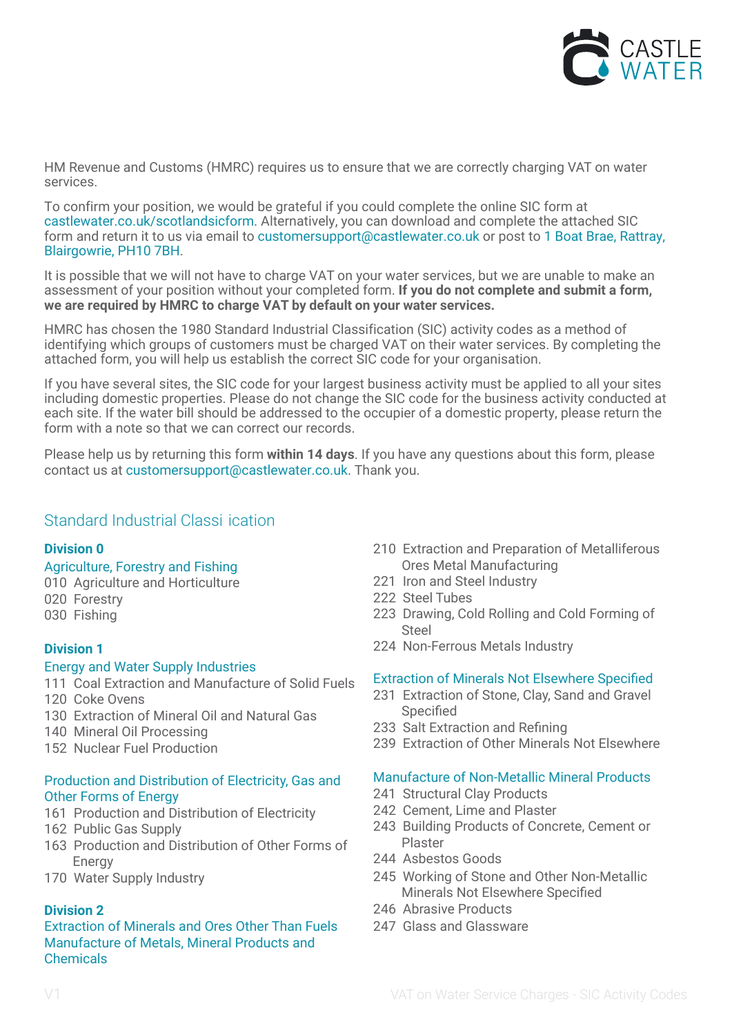HM Revenue and Customs (HMRC) requires us to ensure that we are correctly charging VAT on water services.

To confirm your position, we would be grateful if you could complete the online SIC form at castlewater.co.uk/scotlandsicform. Alternatively, you can download and complete the attached SIC form and return it to us via email to customersupport@castlewater.co.uk or post to 1 Boat Brae, Rattray, Blairgowrie, PH10 7BH.

It is possible that we will not have to charge VAT on your water services, but we are unable to make an assessment of your position without your completed form. **If you do not complete and submit a form, we are required by HMRC to charge VAT by default on your water services.**

HMRC has chosen the 1980 Standard Industrial Classification (SIC) activity codes as a method of identifying which groups of customers must be charged VAT on their water services. By completing the attached form, you will help us establish the correct SIC code for your organisation.

If you have several sites, the SIC code for your largest business activity must be applied to all your sites including domestic properties. Please do not change the SIC code for the business activity conducted at each site. If the water bill should be addressed to the occupier of a domestic property, please return the form with a note so that we can correct our records.

Please help us by returning this form **within 14 days**. If you have any questions about this form, please contact us at customersupport@castlewater.co.uk. Thank you.

## Standard Industrial Classi ication

### Division 0

#### Agriculture, Forestry and Fishing

010 Agriculture and Horticulture
020 Forestry
030 Fishing

### Division 1

#### Energy and Water Supply Industries

111 Coal Extraction and Manufacture of Solid Fuels
120 Coke Ovens
130 Extraction of Mineral Oil and Natural Gas
140 Mineral Oil Processing
152 Nuclear Fuel Production

#### Production and Distribution of Electricity, Gas and Other Forms of Energy

161 Production and Distribution of Electricity
162 Public Gas Supply
163 Production and Distribution of Other Forms of Energy
170 Water Supply Industry

### Division 2

#### Extraction of Minerals and Ores Other Than Fuels Manufacture of Metals, Mineral Products and Chemicals

210 Extraction and Preparation of Metalliferous Ores Metal Manufacturing
221 Iron and Steel Industry
222 Steel Tubes
223 Drawing, Cold Rolling and Cold Forming of Steel
224 Non-Ferrous Metals Industry

#### Extraction of Minerals Not Elsewhere Specified

231 Extraction of Stone, Clay, Sand and Gravel Specified
233 Salt Extraction and Refining
239 Extraction of Other Minerals Not Elsewhere

#### Manufacture of Non-Metallic Mineral Products

241 Structural Clay Products
242 Cement, Lime and Plaster
243 Building Products of Concrete, Cement or Plaster
244 Asbestos Goods
245 Working of Stone and Other Non-Metallic Minerals Not Elsewhere Specified
246 Abrasive Products
247 Glass and Glassware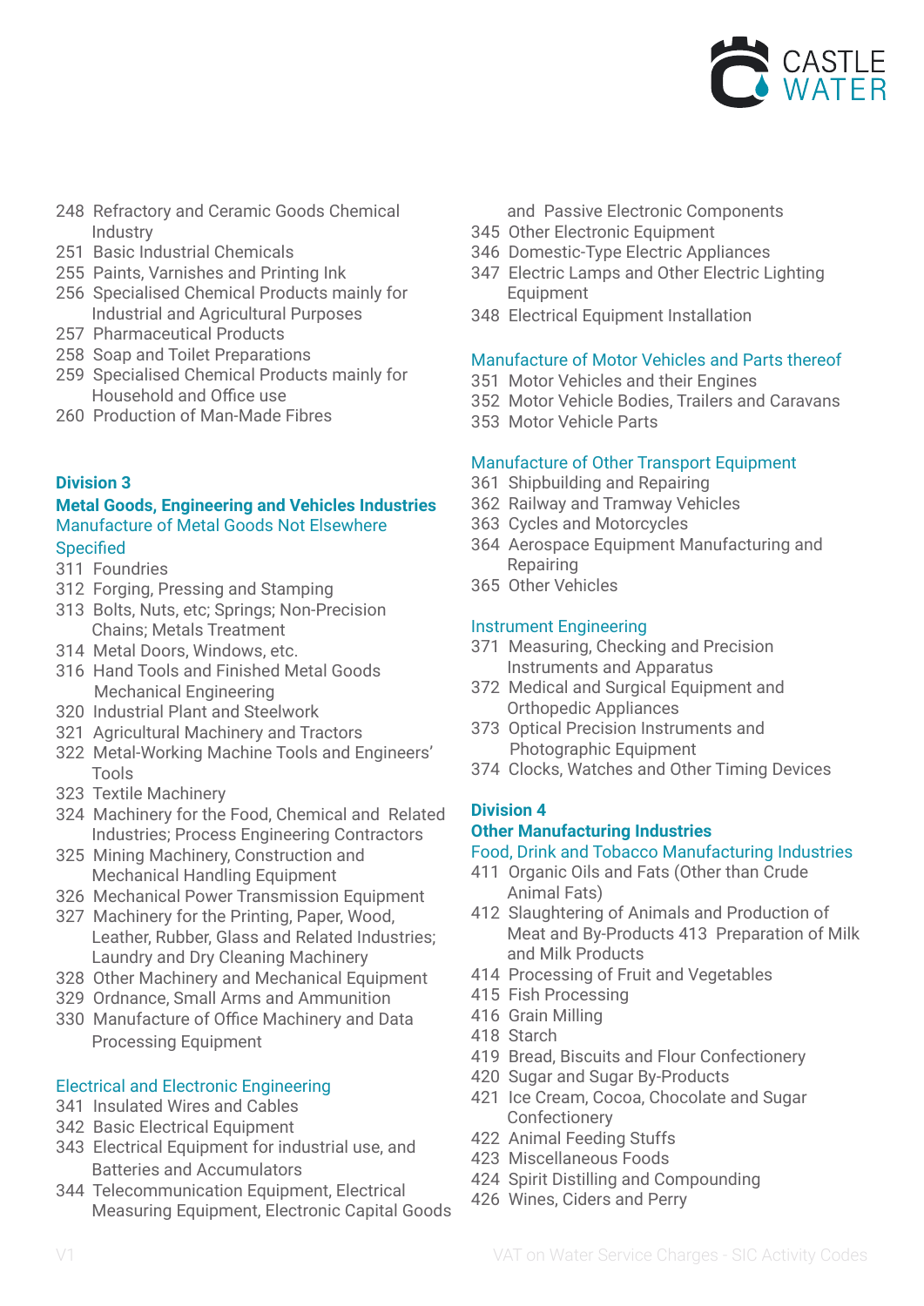248 Refractory and Ceramic Goods Chemical Industry
251 Basic Industrial Chemicals
255 Paints, Varnishes and Printing Ink
256 Specialised Chemical Products mainly for Industrial and Agricultural Purposes
257 Pharmaceutical Products
258 Soap and Toilet Preparations
259 Specialised Chemical Products mainly for Household and Office use
260 Production of Man-Made Fibres

## Division 3

## Metal Goods, Engineering and Vehicles Industries

### Manufacture of Metal Goods Not Elsewhere Specified

311 Foundries
312 Forging, Pressing and Stamping
313 Bolts, Nuts, etc; Springs; Non-Precision Chains; Metals Treatment
314 Metal Doors, Windows, etc.
316 Hand Tools and Finished Metal Goods Mechanical Engineering
320 Industrial Plant and Steelwork
321 Agricultural Machinery and Tractors
322 Metal-Working Machine Tools and Engineers' Tools
323 Textile Machinery
324 Machinery for the Food, Chemical and Related Industries; Process Engineering Contractors
325 Mining Machinery, Construction and Mechanical Handling Equipment
326 Mechanical Power Transmission Equipment
327 Machinery for the Printing, Paper, Wood, Leather, Rubber, Glass and Related Industries; Laundry and Dry Cleaning Machinery
328 Other Machinery and Mechanical Equipment
329 Ordnance, Small Arms and Ammunition
330 Manufacture of Office Machinery and Data Processing Equipment

### Electrical and Electronic Engineering

341 Insulated Wires and Cables
342 Basic Electrical Equipment
343 Electrical Equipment for industrial use, and Batteries and Accumulators
344 Telecommunication Equipment, Electrical Measuring Equipment, Electronic Capital Goods and Passive Electronic Components
345 Other Electronic Equipment
346 Domestic-Type Electric Appliances
347 Electric Lamps and Other Electric Lighting Equipment
348 Electrical Equipment Installation

### Manufacture of Motor Vehicles and Parts thereof

351 Motor Vehicles and their Engines
352 Motor Vehicle Bodies, Trailers and Caravans
353 Motor Vehicle Parts

### Manufacture of Other Transport Equipment

361 Shipbuilding and Repairing
362 Railway and Tramway Vehicles
363 Cycles and Motorcycles
364 Aerospace Equipment Manufacturing and Repairing
365 Other Vehicles

### Instrument Engineering

371 Measuring, Checking and Precision Instruments and Apparatus
372 Medical and Surgical Equipment and Orthopedic Appliances
373 Optical Precision Instruments and Photographic Equipment
374 Clocks, Watches and Other Timing Devices

## Division 4

## Other Manufacturing Industries

### Food, Drink and Tobacco Manufacturing Industries

411 Organic Oils and Fats (Other than Crude Animal Fats)
412 Slaughtering of Animals and Production of Meat and By-Products 413 Preparation of Milk and Milk Products
414 Processing of Fruit and Vegetables
415 Fish Processing
416 Grain Milling
418 Starch
419 Bread, Biscuits and Flour Confectionery
420 Sugar and Sugar By-Products
421 Ice Cream, Cocoa, Chocolate and Sugar Confectionery
422 Animal Feeding Stuffs
423 Miscellaneous Foods
424 Spirit Distilling and Compounding
426 Wines, Ciders and Perry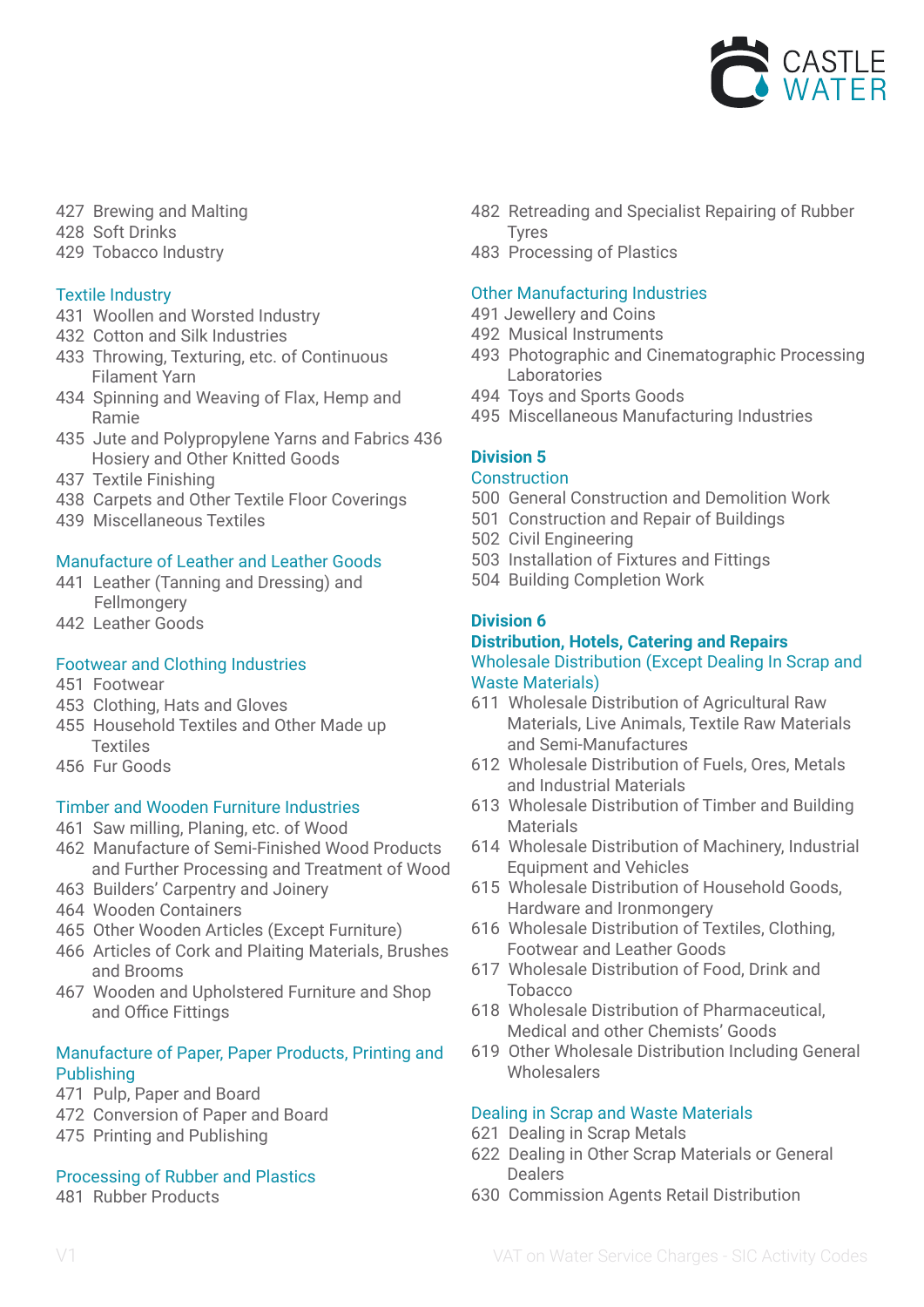427 Brewing and Malting
428 Soft Drinks
429 Tobacco Industry

### Textile Industry

431 Woollen and Worsted Industry
432 Cotton and Silk Industries
433 Throwing, Texturing, etc. of Continuous Filament Yarn
434 Spinning and Weaving of Flax, Hemp and Ramie
435 Jute and Polypropylene Yarns and Fabrics 436 Hosiery and Other Knitted Goods
437 Textile Finishing
438 Carpets and Other Textile Floor Coverings
439 Miscellaneous Textiles

### Manufacture of Leather and Leather Goods

441 Leather (Tanning and Dressing) and Fellmongery
442 Leather Goods

### Footwear and Clothing Industries

451 Footwear
453 Clothing, Hats and Gloves
455 Household Textiles and Other Made up Textiles
456 Fur Goods

### Timber and Wooden Furniture Industries

461 Saw milling, Planing, etc. of Wood
462 Manufacture of Semi-Finished Wood Products and Further Processing and Treatment of Wood
463 Builders' Carpentry and Joinery
464 Wooden Containers
465 Other Wooden Articles (Except Furniture)
466 Articles of Cork and Plaiting Materials, Brushes and Brooms
467 Wooden and Upholstered Furniture and Shop and Office Fittings

### Manufacture of Paper, Paper Products, Printing and Publishing

471 Pulp, Paper and Board
472 Conversion of Paper and Board
475 Printing and Publishing

### Processing of Rubber and Plastics

481 Rubber Products
482 Retreading and Specialist Repairing of Rubber Tyres
483 Processing of Plastics

### Other Manufacturing Industries

491 Jewellery and Coins
492 Musical Instruments
493 Photographic and Cinematographic Processing Laboratories
494 Toys and Sports Goods
495 Miscellaneous Manufacturing Industries

## Division 5

### Construction

500 General Construction and Demolition Work
501 Construction and Repair of Buildings
502 Civil Engineering
503 Installation of Fixtures and Fittings
504 Building Completion Work

## Division 6

## Distribution, Hotels, Catering and Repairs

### Wholesale Distribution (Except Dealing In Scrap and Waste Materials)

611 Wholesale Distribution of Agricultural Raw Materials, Live Animals, Textile Raw Materials and Semi-Manufactures
612 Wholesale Distribution of Fuels, Ores, Metals and Industrial Materials
613 Wholesale Distribution of Timber and Building Materials
614 Wholesale Distribution of Machinery, Industrial Equipment and Vehicles
615 Wholesale Distribution of Household Goods, Hardware and Ironmongery
616 Wholesale Distribution of Textiles, Clothing, Footwear and Leather Goods
617 Wholesale Distribution of Food, Drink and Tobacco
618 Wholesale Distribution of Pharmaceutical, Medical and other Chemists' Goods
619 Other Wholesale Distribution Including General Wholesalers

### Dealing in Scrap and Waste Materials

621 Dealing in Scrap Metals
622 Dealing in Other Scrap Materials or General Dealers
630 Commission Agents Retail Distribution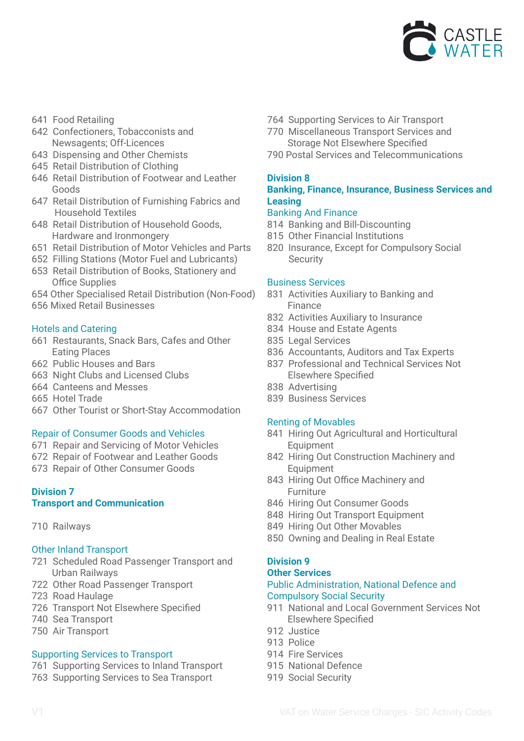641 Food Retailing
642 Confectioners, Tobacconists and Newsagents; Off-Licences
643 Dispensing and Other Chemists
645 Retail Distribution of Clothing
646 Retail Distribution of Footwear and Leather Goods
647 Retail Distribution of Furnishing Fabrics and Household Textiles
648 Retail Distribution of Household Goods, Hardware and Ironmongery
651 Retail Distribution of Motor Vehicles and Parts
652 Filling Stations (Motor Fuel and Lubricants)
653 Retail Distribution of Books, Stationery and Office Supplies
654 Other Specialised Retail Distribution (Non-Food)
656 Mixed Retail Businesses

### Hotels and Catering

661 Restaurants, Snack Bars, Cafes and Other Eating Places
662 Public Houses and Bars
663 Night Clubs and Licensed Clubs
664 Canteens and Messes
665 Hotel Trade
667 Other Tourist or Short-Stay Accommodation

### Repair of Consumer Goods and Vehicles

671 Repair and Servicing of Motor Vehicles
672 Repair of Footwear and Leather Goods
673 Repair of Other Consumer Goods

## Division 7
## Transport and Communication

710 Railways

### Other Inland Transport

721 Scheduled Road Passenger Transport and Urban Railways
722 Other Road Passenger Transport
723 Road Haulage
726 Transport Not Elsewhere Specified
740 Sea Transport
750 Air Transport

### Supporting Services to Transport

761 Supporting Services to Inland Transport
763 Supporting Services to Sea Transport
764 Supporting Services to Air Transport
770 Miscellaneous Transport Services and Storage Not Elsewhere Specified
790 Postal Services and Telecommunications

## Division 8
## Banking, Finance, Insurance, Business Services and Leasing

### Banking And Finance

814 Banking and Bill-Discounting
815 Other Financial Institutions
820 Insurance, Except for Compulsory Social Security

### Business Services

831 Activities Auxiliary to Banking and Finance
832 Activities Auxiliary to Insurance
834 House and Estate Agents
835 Legal Services
836 Accountants, Auditors and Tax Experts
837 Professional and Technical Services Not Elsewhere Specified
838 Advertising
839 Business Services

### Renting of Movables

841 Hiring Out Agricultural and Horticultural Equipment
842 Hiring Out Construction Machinery and Equipment
843 Hiring Out Office Machinery and Furniture
846 Hiring Out Consumer Goods
848 Hiring Out Transport Equipment
849 Hiring Out Other Movables
850 Owning and Dealing in Real Estate

## Division 9
## Other Services

### Public Administration, National Defence and Compulsory Social Security

911 National and Local Government Services Not Elsewhere Specified
912 Justice
913 Police
914 Fire Services
915 National Defence
919 Social Security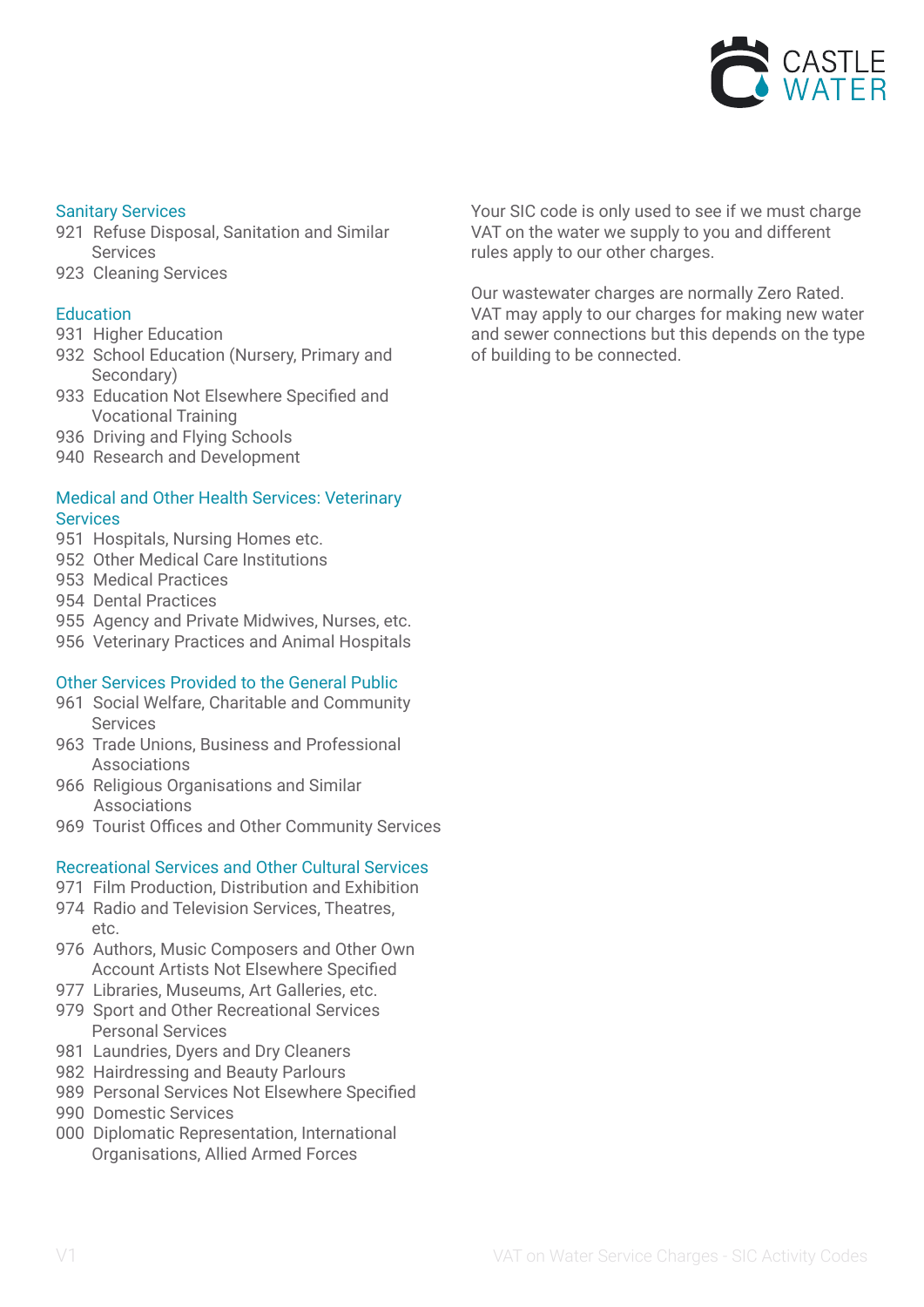### Sanitary Services

- 921 Refuse Disposal, Sanitation and Similar Services
- 923 Cleaning Services

### Education

- 931 Higher Education
- 932 School Education (Nursery, Primary and Secondary)
- 933 Education Not Elsewhere Specified and Vocational Training
- 936 Driving and Flying Schools
- 940 Research and Development

### Medical and Other Health Services: Veterinary Services

- 951 Hospitals, Nursing Homes etc.
- 952 Other Medical Care Institutions
- 953 Medical Practices
- 954 Dental Practices
- 955 Agency and Private Midwives, Nurses, etc.
- 956 Veterinary Practices and Animal Hospitals

### Other Services Provided to the General Public

- 961 Social Welfare, Charitable and Community Services
- 963 Trade Unions, Business and Professional Associations
- 966 Religious Organisations and Similar Associations
- 969 Tourist Offices and Other Community Services

### Recreational Services and Other Cultural Services

- 971 Film Production, Distribution and Exhibition
- 974 Radio and Television Services, Theatres, etc.
- 976 Authors, Music Composers and Other Own Account Artists Not Elsewhere Specified
- 977 Libraries, Museums, Art Galleries, etc.
- 979 Sport and Other Recreational Services Personal Services
- 981 Laundries, Dyers and Dry Cleaners
- 982 Hairdressing and Beauty Parlours
- 989 Personal Services Not Elsewhere Specified
- 990 Domestic Services
- 000 Diplomatic Representation, International Organisations, Allied Armed Forces

Your SIC code is only used to see if we must charge VAT on the water we supply to you and different rules apply to our other charges.

Our wastewater charges are normally Zero Rated. VAT may apply to our charges for making new water and sewer connections but this depends on the type of building to be connected.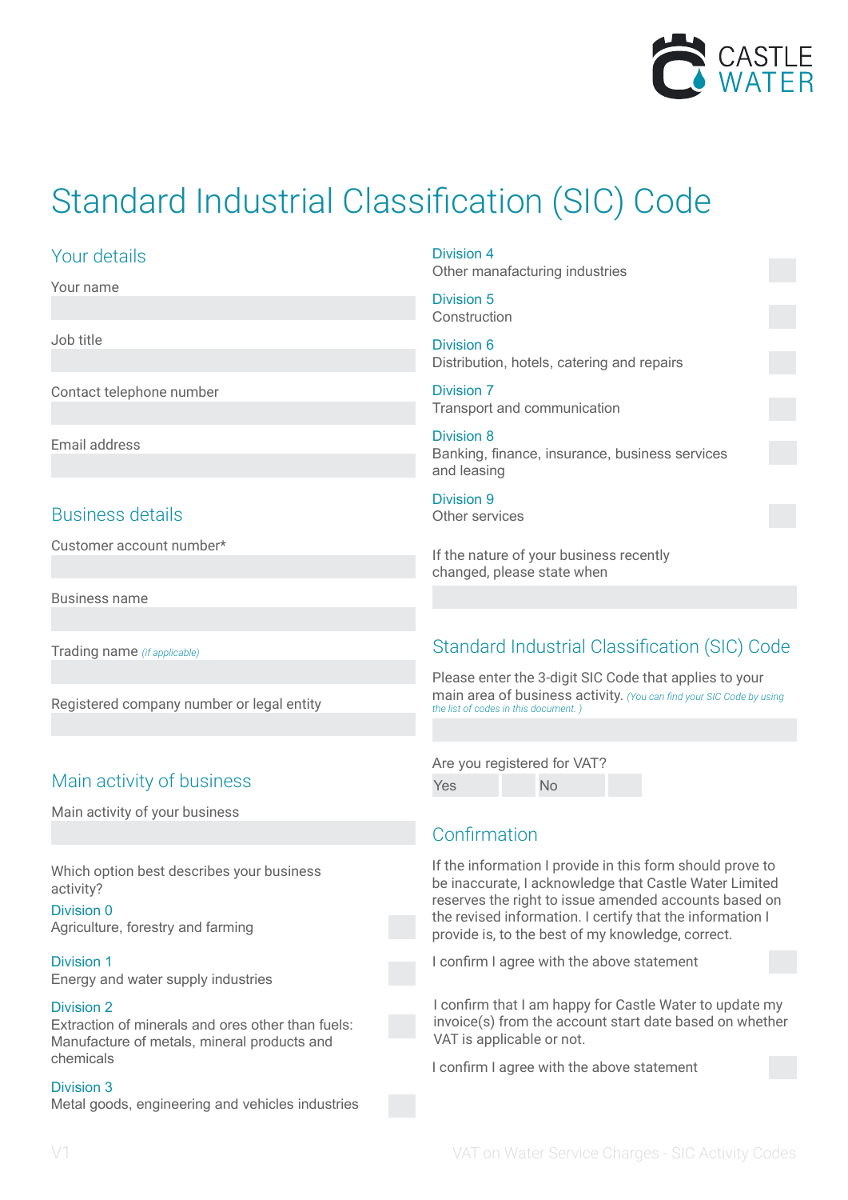# Standard Industrial Classification (SIC) Code

## Your details

Your name

Job title

Contact telephone number

Email address

## Business details

Customer account number*

Business name

Trading name *(if applicable)*

Registered company number or legal entity

## Main activity of business

Main activity of your business

Which option best describes your business activity?

Division 0
Agriculture, forestry and farming

Division 1
Energy and water supply industries

Division 2
Extraction of minerals and ores other than fuels: Manufacture of metals, mineral products and chemicals

Division 3
Metal goods, engineering and vehicles industries

Division 4
Other manafacturing industries

Division 5
Construction

Division 6
Distribution, hotels, catering and repairs

Division 7
Transport and communication

Division 8
Banking, finance, insurance, business services and leasing

Division 9
Other services

If the nature of your business recently changed, please state when

## Standard Industrial Classification (SIC) Code

Please enter the 3-digit SIC Code that applies to your main area of business activity. *(You can find your SIC Code by using the list of codes in this document. )*

Are you registered for VAT?

Yes No

## Confirmation

If the information I provide in this form should prove to be inaccurate, I acknowledge that Castle Water Limited reserves the right to issue amended accounts based on the revised information. I certify that the information I provide is, to the best of my knowledge, correct.

I confirm I agree with the above statement

I confirm that I am happy for Castle Water to update my invoice(s) from the account start date based on whether VAT is applicable or not.

I confirm I agree with the above statement